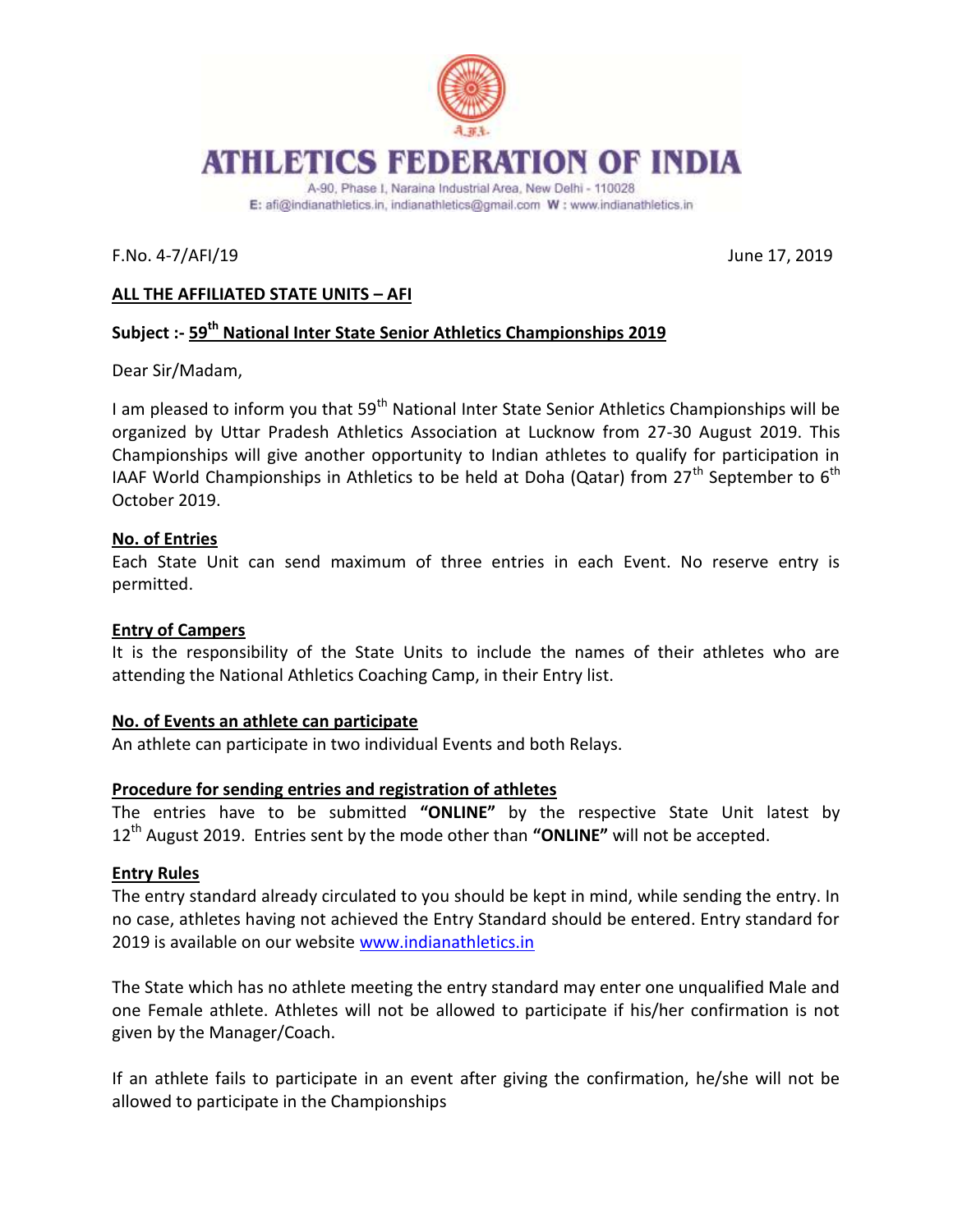# ATHLETICS FEDERATION OF INDIA

A-90, Phase I, Naraina Industrial Area, New Delhi - 110028
E: afi@indianathletics.in, indianathletics@gmail.com W : www.indianathletics.in

F.No. 4-7/AFI/19 June 17, 2019

**ALL THE AFFILIATED STATE UNITS – AFI**

**Subject :- 59th National Inter State Senior Athletics Championships 2019**

Dear Sir/Madam,

I am pleased to inform you that 59th National Inter State Senior Athletics Championships will be organized by Uttar Pradesh Athletics Association at Lucknow from 27-30 August 2019. This Championships will give another opportunity to Indian athletes to qualify for participation in IAAF World Championships in Athletics to be held at Doha (Qatar) from 27th September to 6th October 2019.

**No. of Entries**

Each State Unit can send maximum of three entries in each Event. No reserve entry is permitted.

**Entry of Campers**

It is the responsibility of the State Units to include the names of their athletes who are attending the National Athletics Coaching Camp, in their Entry list.

**No. of Events an athlete can participate**

An athlete can participate in two individual Events and both Relays.

**Procedure for sending entries and registration of athletes**

The entries have to be submitted **"ONLINE"** by the respective State Unit latest by 12th August 2019. Entries sent by the mode other than **"ONLINE"** will not be accepted.

**Entry Rules**

The entry standard already circulated to you should be kept in mind, while sending the entry. In no case, athletes having not achieved the Entry Standard should be entered. Entry standard for 2019 is available on our website www.indianathletics.in

The State which has no athlete meeting the entry standard may enter one unqualified Male and one Female athlete. Athletes will not be allowed to participate if his/her confirmation is not given by the Manager/Coach.

If an athlete fails to participate in an event after giving the confirmation, he/she will not be allowed to participate in the Championships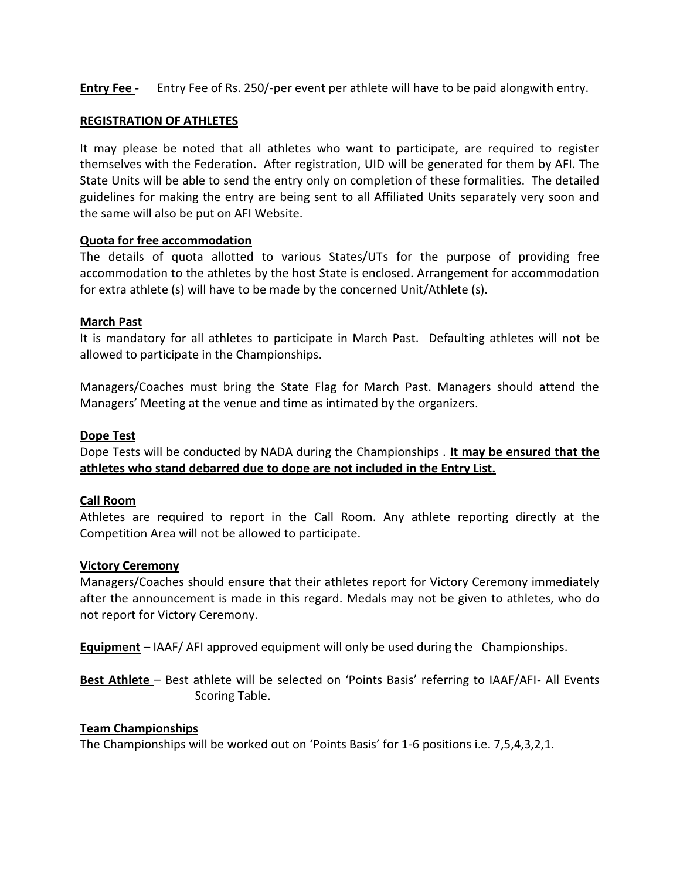**Entry Fee -** Entry Fee of Rs. 250/-per event per athlete will have to be paid alongwith entry.

**REGISTRATION OF ATHLETES**

It may please be noted that all athletes who want to participate, are required to register themselves with the Federation. After registration, UID will be generated for them by AFI. The State Units will be able to send the entry only on completion of these formalities. The detailed guidelines for making the entry are being sent to all Affiliated Units separately very soon and the same will also be put on AFI Website.

**Quota for free accommodation**

The details of quota allotted to various States/UTs for the purpose of providing free accommodation to the athletes by the host State is enclosed. Arrangement for accommodation for extra athlete (s) will have to be made by the concerned Unit/Athlete (s).

**March Past**

It is mandatory for all athletes to participate in March Past. Defaulting athletes will not be allowed to participate in the Championships.

Managers/Coaches must bring the State Flag for March Past. Managers should attend the Managers' Meeting at the venue and time as intimated by the organizers.

**Dope Test**

Dope Tests will be conducted by NADA during the Championships . **It may be ensured that the athletes who stand debarred due to dope are not included in the Entry List.**

**Call Room**

Athletes are required to report in the Call Room. Any athlete reporting directly at the Competition Area will not be allowed to participate.

**Victory Ceremony**

Managers/Coaches should ensure that their athletes report for Victory Ceremony immediately after the announcement is made in this regard. Medals may not be given to athletes, who do not report for Victory Ceremony.

**Equipment** – IAAF/ AFI approved equipment will only be used during the Championships.

**Best Athlete** – Best athlete will be selected on 'Points Basis' referring to IAAF/AFI- All Events Scoring Table.

**Team Championships**

The Championships will be worked out on 'Points Basis' for 1-6 positions i.e. 7,5,4,3,2,1.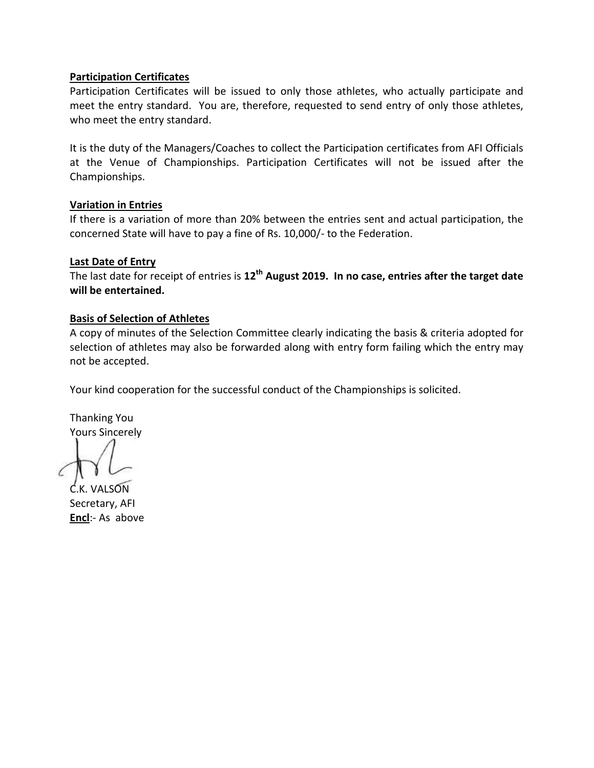**Participation Certificates**

Participation Certificates will be issued to only those athletes, who actually participate and meet the entry standard. You are, therefore, requested to send entry of only those athletes, who meet the entry standard.

It is the duty of the Managers/Coaches to collect the Participation certificates from AFI Officials at the Venue of Championships. Participation Certificates will not be issued after the Championships.

**Variation in Entries**

If there is a variation of more than 20% between the entries sent and actual participation, the concerned State will have to pay a fine of Rs. 10,000/- to the Federation.

**Last Date of Entry**

The last date for receipt of entries is **12th August 2019. In no case, entries after the target date will be entertained.**

**Basis of Selection of Athletes**

A copy of minutes of the Selection Committee clearly indicating the basis & criteria adopted for selection of athletes may also be forwarded along with entry form failing which the entry may not be accepted.

Your kind cooperation for the successful conduct of the Championships is solicited.

Thanking You
Yours Sincerely

C.K. VALSON
Secretary, AFI
**Encl**:- As above